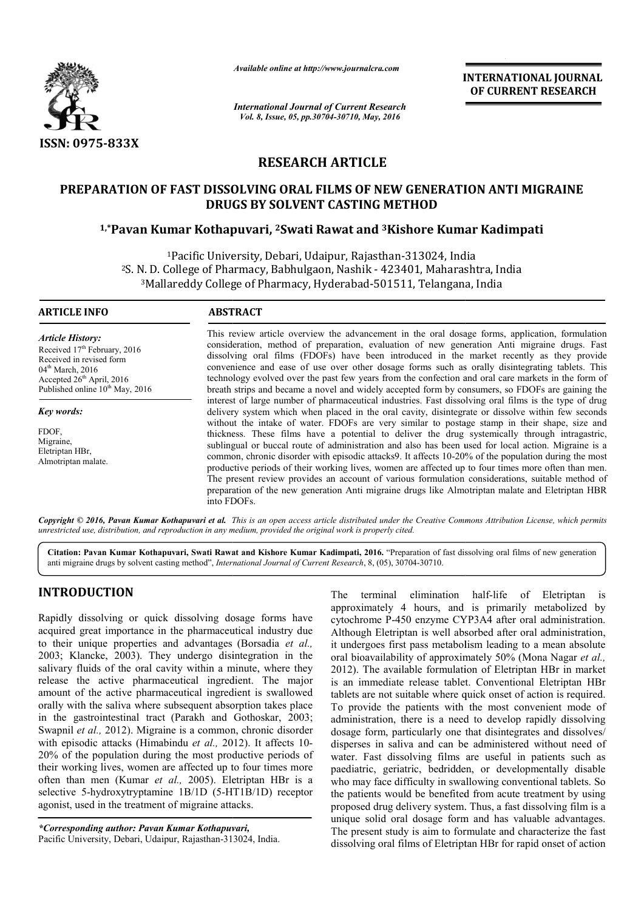ISSN: 0975-833X

*Available online at http://www.journalcra.com*

*International Journal of Current Research*
*Vol. 8, Issue, 05, pp.30704-30710, May, 2016*

**INTERNATIONAL JOURNAL OF CURRENT RESEARCH**

# RESEARCH ARTICLE

# PREPARATION OF FAST DISSOLVING ORAL FILMS OF NEW GENERATION ANTI MIGRAINE DRUGS BY SOLVENT CASTING METHOD

**[1,*]Pavan Kumar Kothapuvari, [2]Swati Rawat and [3]Kishore Kumar Kadimpati**

[1]Pacific University, Debari, Udaipur, Rajasthan-313024, India
[2]S. N. D. College of Pharmacy, Babhulgaon, Nashik - 423401, Maharashtra, India
[3]Mallareddy College of Pharmacy, Hyderabad-501511, Telangana, India

**ARTICLE INFO**

*Article History:*
Received 17th February, 2016
Received in revised form 04th March, 2016
Accepted 26th April, 2016
Published online 10th May, 2016

*Key words:*
FDOF,
Migraine,
Eletriptan HBr,
Almotriptan malate.

**ABSTRACT**

This review article overview the advancement in the oral dosage forms, application, formulation consideration, method of preparation, evaluation of new generation Anti migraine drugs. Fast dissolving oral films (FDOFs) have been introduced in the market recently as they provide convenience and ease of use over other dosage forms such as orally disintegrating tablets. This technology evolved over the past few years from the confection and oral care markets in the form of breath strips and became a novel and widely accepted form by consumers, so FDOFs are gaining the interest of large number of pharmaceutical industries. Fast dissolving oral films is the type of drug delivery system which when placed in the oral cavity, disintegrate or dissolve within few seconds without the intake of water. FDOFs are very similar to postage stamp in their shape, size and thickness. These films have a potential to deliver the drug systemically through intragastric, sublingual or buccal route of administration and also has been used for local action. Migraine is a common, chronic disorder with episodic attacks9. It affects 10-20% of the population during the most productive periods of their working lives, women are affected up to four times more often than men. The present review provides an account of various formulation considerations, suitable method of preparation of the new generation Anti migraine drugs like Almotriptan malate and Eletriptan HBR into FDOFs.

*Copyright © 2016, Pavan Kumar Kothapuvari et al. This is an open access article distributed under the Creative Commons Attribution License, which permits unrestricted use, distribution, and reproduction in any medium, provided the original work is properly cited.*

**Citation: Pavan Kumar Kothapuvari, Swati Rawat and Kishore Kumar Kadimpati, 2016.** "Preparation of fast dissolving oral films of new generation anti migraine drugs by solvent casting method", *International Journal of Current Research*, 8, (05), 30704-30710.

## INTRODUCTION

Rapidly dissolving or quick dissolving dosage forms have acquired great importance in the pharmaceutical industry due to their unique properties and advantages (Borsadia *et al.,* 2003; Klancke, 2003). They undergo disintegration in the salivary fluids of the oral cavity within a minute, where they release the active pharmaceutical ingredient. The major amount of the active pharmaceutical ingredient is swallowed orally with the saliva where subsequent absorption takes place in the gastrointestinal tract (Parakh and Gothoskar, 2003; Swapnil *et al.,* 2012). Migraine is a common, chronic disorder with episodic attacks (Himabindu *et al.,* 2012). It affects 10-20% of the population during the most productive periods of their working lives, women are affected up to four times more often than men (Kumar *et al.,* 2005). Eletriptan HBr is a selective 5-hydroxytryptamine 1B/1D (5-HT1B/1D) receptor agonist, used in the treatment of migraine attacks.

The terminal elimination half-life of Eletriptan is approximately 4 hours, and is primarily metabolized by cytochrome P-450 enzyme CYP3A4 after oral administration. Although Eletriptan is well absorbed after oral administration, it undergoes first pass metabolism leading to a mean absolute oral bioavailability of approximately 50% (Mona Nagar *et al.,* 2012). The available formulation of Eletriptan HBr in market is an immediate release tablet. Conventional Eletriptan HBr tablets are not suitable where quick onset of action is required. To provide the patients with the most convenient mode of administration, there is a need to develop rapidly dissolving dosage form, particularly one that disintegrates and dissolves/ disperses in saliva and can be administered without need of water. Fast dissolving films are useful in patients such as paediatric, geriatric, bedridden, or developmentally disable who may face difficulty in swallowing conventional tablets. So the patients would be benefited from acute treatment by using proposed drug delivery system. Thus, a fast dissolving film is a unique solid oral dosage form and has valuable advantages. The present study is aim to formulate and characterize the fast dissolving oral films of Eletriptan HBr for rapid onset of action

*\*Corresponding author: Pavan Kumar Kothapuvari,*
Pacific University, Debari, Udaipur, Rajasthan-313024, India.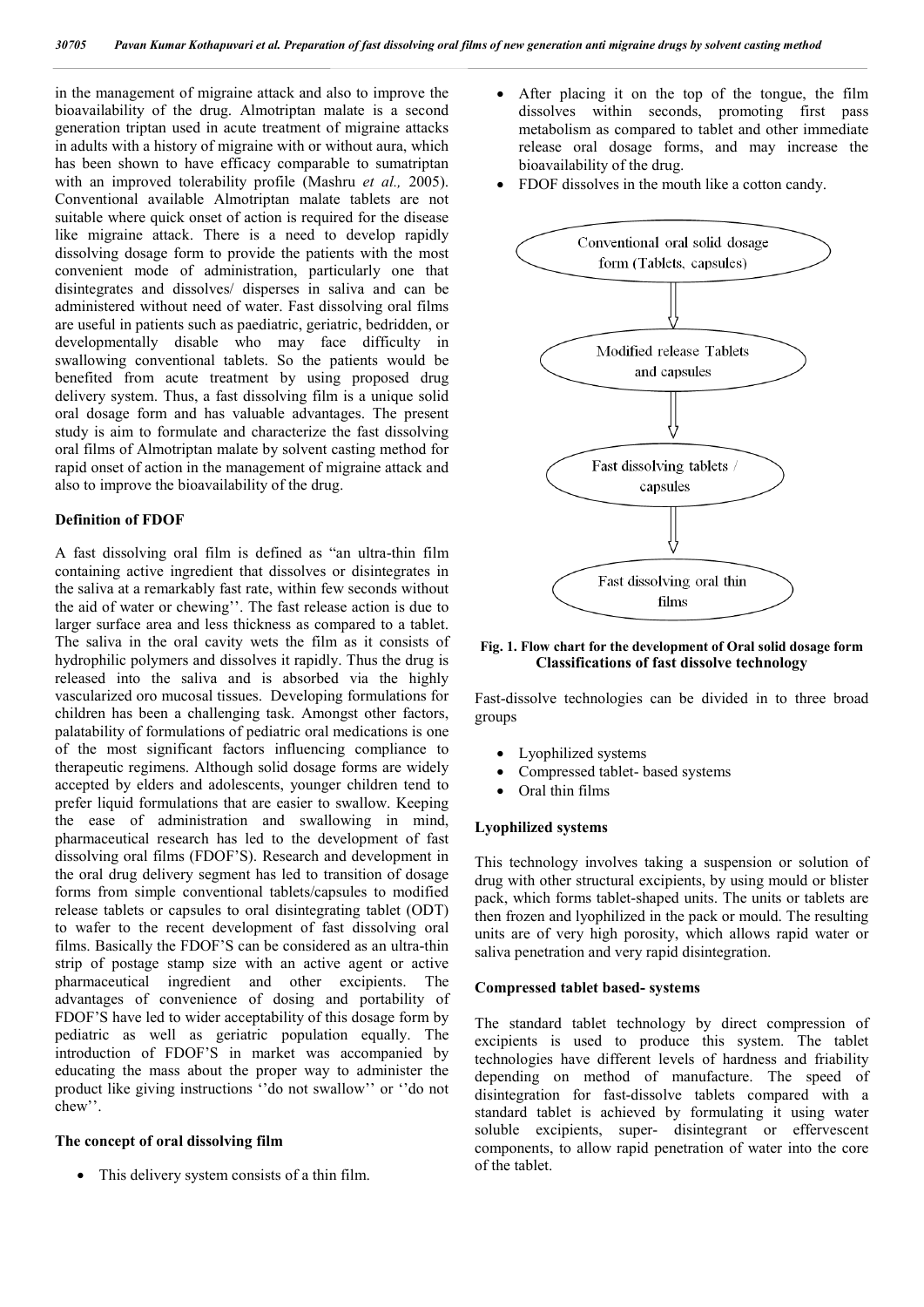in the management of migraine attack and also to improve the bioavailability of the drug. Almotriptan malate is a second generation triptan used in acute treatment of migraine attacks in adults with a history of migraine with or without aura, which has been shown to have efficacy comparable to sumatriptan with an improved tolerability profile (Mashru *et al.,* 2005). Conventional available Almotriptan malate tablets are not suitable where quick onset of action is required for the disease like migraine attack. There is a need to develop rapidly dissolving dosage form to provide the patients with the most convenient mode of administration, particularly one that disintegrates and dissolves/ disperses in saliva and can be administered without need of water. Fast dissolving oral films are useful in patients such as paediatric, geriatric, bedridden, or developmentally disable who may face difficulty in swallowing conventional tablets. So the patients would be benefited from acute treatment by using proposed drug delivery system. Thus, a fast dissolving film is a unique solid oral dosage form and has valuable advantages. The present study is aim to formulate and characterize the fast dissolving oral films of Almotriptan malate by solvent casting method for rapid onset of action in the management of migraine attack and also to improve the bioavailability of the drug.

### Definition of FDOF

A fast dissolving oral film is defined as "an ultra-thin film containing active ingredient that dissolves or disintegrates in the saliva at a remarkably fast rate, within few seconds without the aid of water or chewing''. The fast release action is due to larger surface area and less thickness as compared to a tablet. The saliva in the oral cavity wets the film as it consists of hydrophilic polymers and dissolves it rapidly. Thus the drug is released into the saliva and is absorbed via the highly vascularized oro mucosal tissues. Developing formulations for children has been a challenging task. Amongst other factors, palatability of formulations of pediatric oral medications is one of the most significant factors influencing compliance to therapeutic regimens. Although solid dosage forms are widely accepted by elders and adolescents, younger children tend to prefer liquid formulations that are easier to swallow. Keeping the ease of administration and swallowing in mind, pharmaceutical research has led to the development of fast dissolving oral films (FDOF'S). Research and development in the oral drug delivery segment has led to transition of dosage forms from simple conventional tablets/capsules to modified release tablets or capsules to oral disintegrating tablet (ODT) to wafer to the recent development of fast dissolving oral films. Basically the FDOF'S can be considered as an ultra-thin strip of postage stamp size with an active agent or active pharmaceutical ingredient and other excipients. The advantages of convenience of dosing and portability of FDOF'S have led to wider acceptability of this dosage form by pediatric as well as geriatric population equally. The introduction of FDOF'S in market was accompanied by educating the mass about the proper way to administer the product like giving instructions ''do not swallow'' or ''do not chew''.

### The concept of oral dissolving film

- This delivery system consists of a thin film.
- After placing it on the top of the tongue, the film dissolves within seconds, promoting first pass metabolism as compared to tablet and other immediate release oral dosage forms, and may increase the bioavailability of the drug.
- FDOF dissolves in the mouth like a cotton candy.

Conventional oral solid dosage form (Tablets, capsules)

↓

Modified release Tablets and capsules

↓

Fast dissolving tablets / capsules

↓

Fast dissolving oral thin films

**Fig. 1. Flow chart for the development of Oral solid dosage form**

### Classifications of fast dissolve technology

Fast-dissolve technologies can be divided in to three broad groups

- Lyophilized systems
- Compressed tablet- based systems
- Oral thin films

### Lyophilized systems

This technology involves taking a suspension or solution of drug with other structural excipients, by using mould or blister pack, which forms tablet-shaped units. The units or tablets are then frozen and lyophilized in the pack or mould. The resulting units are of very high porosity, which allows rapid water or saliva penetration and very rapid disintegration.

### Compressed tablet based- systems

The standard tablet technology by direct compression of excipients is used to produce this system. The tablet technologies have different levels of hardness and friability depending on method of manufacture. The speed of disintegration for fast-dissolve tablets compared with a standard tablet is achieved by formulating it using water soluble excipients, super- disintegrant or effervescent components, to allow rapid penetration of water into the core of the tablet.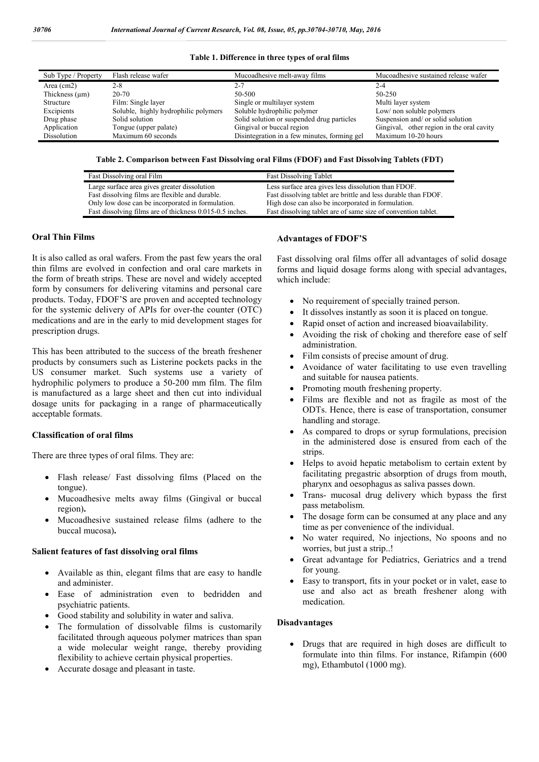**Table 1. Difference in three types of oral films**

| Sub Type / Property | Flash release wafer | Mucoadhesive melt-away films | Mucoadhesive sustained release wafer |
|---|---|---|---|
| Area (cm2) | 2-8 | 2-7 | 2-4 |
| Thickness (μm) | 20-70 | 50-500 | 50-250 |
| Structure | Film: Single layer | Single or multilayer system | Multi layer system |
| Excipients | Soluble, highly hydrophilic polymers | Soluble hydrophilic polymer | Low/ non soluble polymers |
| Drug phase | Solid solution | Solid solution or suspended drug particles | Suspension and/ or solid solution |
| Application | Tongue (upper palate) | Gingival or buccal region | Gingival, other region in the oral cavity |
| Dissolution | Maximum 60 seconds | Disintegration in a few minutes, forming gel | Maximum 10-20 hours |

**Table 2. Comparison between Fast Dissolving oral Films (FDOF) and Fast Dissolving Tablets (FDT)**

| Fast Dissolving oral Film | Fast Dissolving Tablet |
|---|---|
| Large surface area gives greater dissolution | Less surface area gives less dissolution than FDOF. |
| Fast dissolving films are flexible and durable. | Fast dissolving tablet are brittle and less durable than FDOF. |
| Only low dose can be incorporated in formulation. | High dose can also be incorporated in formulation. |
| Fast dissolving films are of thickness 0.015-0.5 inches. | Fast dissolving tablet are of same size of convention tablet. |

### Oral Thin Films

It is also called as oral wafers. From the past few years the oral thin films are evolved in confection and oral care markets in the form of breath strips. These are novel and widely accepted form by consumers for delivering vitamins and personal care products. Today, FDOF'S are proven and accepted technology for the systemic delivery of APIs for over-the counter (OTC) medications and are in the early to mid development stages for prescription drugs.

This has been attributed to the success of the breath freshener products by consumers such as Listerine pockets packs in the US consumer market. Such systems use a variety of hydrophilic polymers to produce a 50-200 mm film. The film is manufactured as a large sheet and then cut into individual dosage units for packaging in a range of pharmaceutically acceptable formats.

### Classification of oral films

There are three types of oral films. They are:

- Flash release/ Fast dissolving films (Placed on the tongue).
- Mucoadhesive melts away films (Gingival or buccal region).
- Mucoadhesive sustained release films (adhere to the buccal mucosa).

### Salient features of fast dissolving oral films

- Available as thin, elegant films that are easy to handle and administer.
- Ease of administration even to bedridden and psychiatric patients.
- Good stability and solubility in water and saliva.
- The formulation of dissolvable films is customarily facilitated through aqueous polymer matrices than span a wide molecular weight range, thereby providing flexibility to achieve certain physical properties.
- Accurate dosage and pleasant in taste.

### Advantages of FDOF'S

Fast dissolving oral films offer all advantages of solid dosage forms and liquid dosage forms along with special advantages, which include:

- No requirement of specially trained person.
- It dissolves instantly as soon it is placed on tongue.
- Rapid onset of action and increased bioavailability.
- Avoiding the risk of choking and therefore ease of self administration.
- Film consists of precise amount of drug.
- Avoidance of water facilitating to use even travelling and suitable for nausea patients.
- Promoting mouth freshening property.
- Films are flexible and not as fragile as most of the ODTs. Hence, there is ease of transportation, consumer handling and storage.
- As compared to drops or syrup formulations, precision in the administered dose is ensured from each of the strips.
- Helps to avoid hepatic metabolism to certain extent by facilitating pregastric absorption of drugs from mouth, pharynx and oesophagus as saliva passes down.
- Trans- mucosal drug delivery which bypass the first pass metabolism.
- The dosage form can be consumed at any place and any time as per convenience of the individual.
- No water required, No injections, No spoons and no worries, but just a strip..!
- Great advantage for Pediatrics, Geriatrics and a trend for young.
- Easy to transport, fits in your pocket or in valet, ease to use and also act as breath freshener along with medication.

### Disadvantages

- Drugs that are required in high doses are difficult to formulate into thin films. For instance, Rifampin (600 mg), Ethambutol (1000 mg).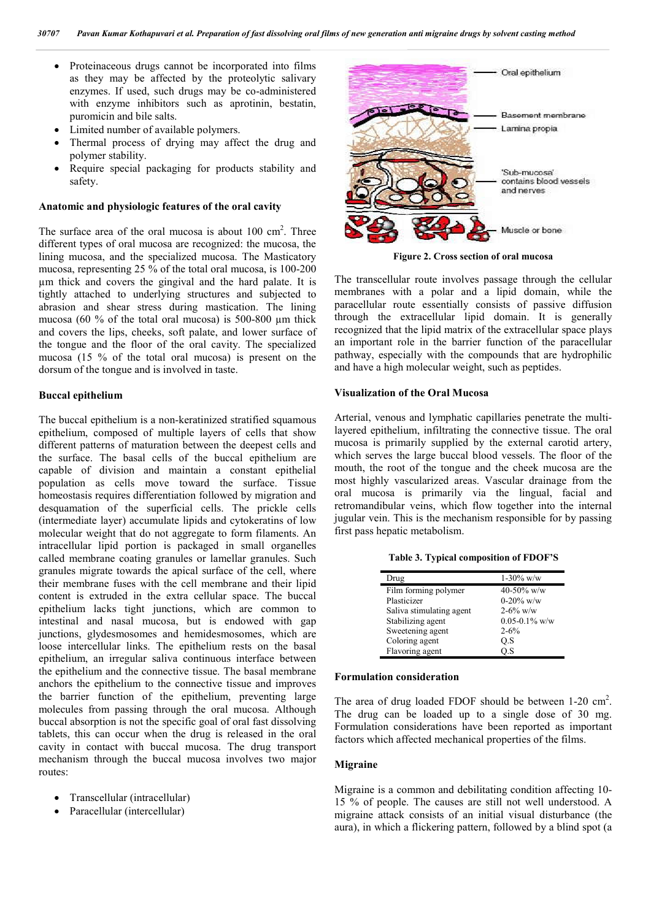- Proteinaceous drugs cannot be incorporated into films as they may be affected by the proteolytic salivary enzymes. If used, such drugs may be co-administered with enzyme inhibitors such as aprotinin, bestatin, puromicin and bile salts.
- Limited number of available polymers.
- Thermal process of drying may affect the drug and polymer stability.
- Require special packaging for products stability and safety.

### Anatomic and physiologic features of the oral cavity

The surface area of the oral mucosa is about 100 cm$^2$. Three different types of oral mucosa are recognized: the mucosa, the lining mucosa, and the specialized mucosa. The Masticatory mucosa, representing 25 % of the total oral mucosa, is 100-200 µm thick and covers the gingival and the hard palate. It is tightly attached to underlying structures and subjected to abrasion and shear stress during mastication. The lining mucosa (60 % of the total oral mucosa) is 500-800 µm thick and covers the lips, cheeks, soft palate, and lower surface of the tongue and the floor of the oral cavity. The specialized mucosa (15 % of the total oral mucosa) is present on the dorsum of the tongue and is involved in taste.

### Buccal epithelium

The buccal epithelium is a non-keratinized stratified squamous epithelium, composed of multiple layers of cells that show different patterns of maturation between the deepest cells and the surface. The basal cells of the buccal epithelium are capable of division and maintain a constant epithelial population as cells move toward the surface. Tissue homeostasis requires differentiation followed by migration and desquamation of the superficial cells. The prickle cells (intermediate layer) accumulate lipids and cytokeratins of low molecular weight that do not aggregate to form filaments. An intracellular lipid portion is packaged in small organelles called membrane coating granules or lamellar granules. Such granules migrate towards the apical surface of the cell, where their membrane fuses with the cell membrane and their lipid content is extruded in the extra cellular space. The buccal epithelium lacks tight junctions, which are common to intestinal and nasal mucosa, but is endowed with gap junctions, glydesmosomes and hemidesmosomes, which are loose intercellular links. The epithelium rests on the basal epithelium, an irregular saliva continuous interface between the epithelium and the connective tissue. The basal membrane anchors the epithelium to the connective tissue and improves the barrier function of the epithelium, preventing large molecules from passing through the oral mucosa. Although buccal absorption is not the specific goal of oral fast dissolving tablets, this can occur when the drug is released in the oral cavity in contact with buccal mucosa. The drug transport mechanism through the buccal mucosa involves two major routes:

- Transcellular (intracellular)
- Paracellular (intercellular)

Oral epithelium
Basement membrane
Lamina propia
'Sub-mucosa' contains blood vessels and nerves
Muscle or bone

**Figure 2. Cross section of oral mucosa**

The transcellular route involves passage through the cellular membranes with a polar and a lipid domain, while the paracellular route essentially consists of passive diffusion through the extracellular lipid domain. It is generally recognized that the lipid matrix of the extracellular space plays an important role in the barrier function of the paracellular pathway, especially with the compounds that are hydrophilic and have a high molecular weight, such as peptides.

### Visualization of the Oral Mucosa

Arterial, venous and lymphatic capillaries penetrate the multi-layered epithelium, infiltrating the connective tissue. The oral mucosa is primarily supplied by the external carotid artery, which serves the large buccal blood vessels. The floor of the mouth, the root of the tongue and the cheek mucosa are the most highly vascularized areas. Vascular drainage from the oral mucosa is primarily via the lingual, facial and retromandibular veins, which flow together into the internal jugular vein. This is the mechanism responsible for by passing first pass hepatic metabolism.

**Table 3. Typical composition of FDOF'S**

| Drug | 1-30% w/w |
|---|---|
| Film forming polymer | 40-50% w/w |
| Plasticizer | 0-20% w/w |
| Saliva stimulating agent | 2-6% w/w |
| Stabilizing agent | 0.05-0.1% w/w |
| Sweetening agent | 2-6% |
| Coloring agent | Q.S |
| Flavoring agent | Q.S |

### Formulation consideration

The area of drug loaded FDOF should be between 1-20 cm$^2$. The drug can be loaded up to a single dose of 30 mg. Formulation considerations have been reported as important factors which affected mechanical properties of the films.

### Migraine

Migraine is a common and debilitating condition affecting 10-15 % of people. The causes are still not well understood. A migraine attack consists of an initial visual disturbance (the aura), in which a flickering pattern, followed by a blind spot (a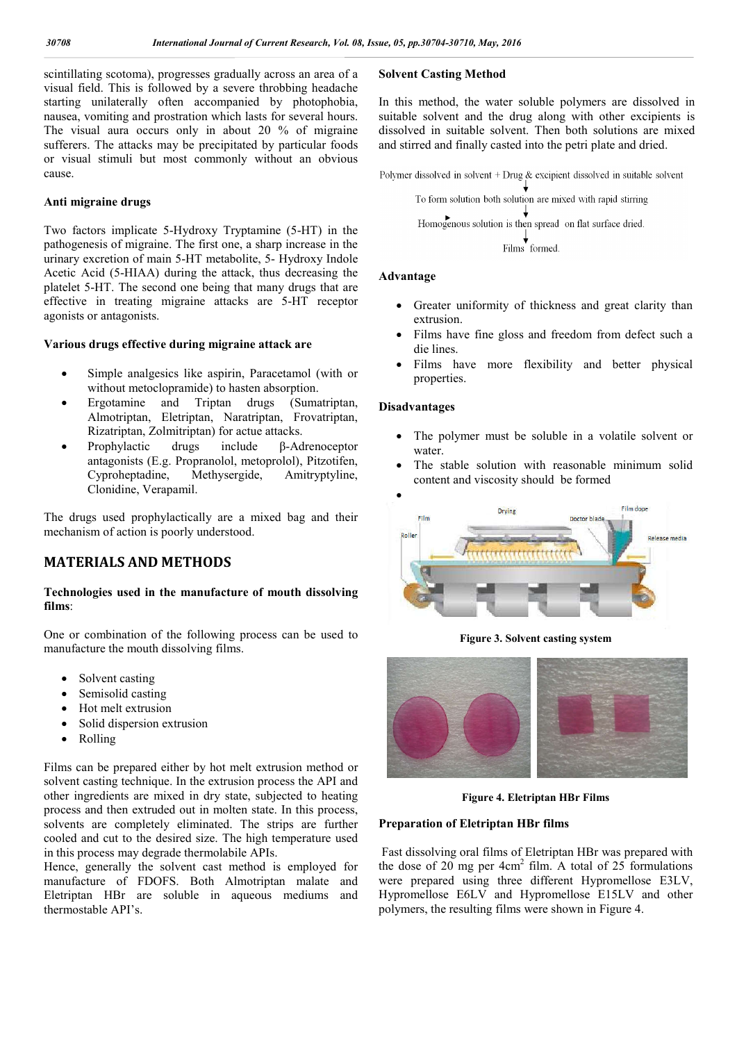scintillating scotoma), progresses gradually across an area of a visual field. This is followed by a severe throbbing headache starting unilaterally often accompanied by photophobia, nausea, vomiting and prostration which lasts for several hours. The visual aura occurs only in about 20 % of migraine sufferers. The attacks may be precipitated by particular foods or visual stimuli but most commonly without an obvious cause.

### Anti migraine drugs

Two factors implicate 5-Hydroxy Tryptamine (5-HT) in the pathogenesis of migraine. The first one, a sharp increase in the urinary excretion of main 5-HT metabolite, 5- Hydroxy Indole Acetic Acid (5-HIAA) during the attack, thus decreasing the platelet 5-HT. The second one being that many drugs that are effective in treating migraine attacks are 5-HT receptor agonists or antagonists.

### Various drugs effective during migraine attack are

- Simple analgesics like aspirin, Paracetamol (with or without metoclopramide) to hasten absorption.
- Ergotamine and Triptan drugs (Sumatriptan, Almotriptan, Eletriptan, Naratriptan, Frovatriptan, Rizatriptan, Zolmitriptan) for actue attacks.
- Prophylactic drugs include β-Adrenoceptor antagonists (E.g. Propranolol, metoprolol), Pitzotifen, Cyproheptadine, Methysergide, Amitryptyline, Clonidine, Verapamil.

The drugs used prophylactically are a mixed bag and their mechanism of action is poorly understood.

## MATERIALS AND METHODS

### Technologies used in the manufacture of mouth dissolving films:

One or combination of the following process can be used to manufacture the mouth dissolving films.

- Solvent casting
- Semisolid casting
- Hot melt extrusion
- Solid dispersion extrusion
- Rolling

Films can be prepared either by hot melt extrusion method or solvent casting technique. In the extrusion process the API and other ingredients are mixed in dry state, subjected to heating process and then extruded out in molten state. In this process, solvents are completely eliminated. The strips are further cooled and cut to the desired size. The high temperature used in this process may degrade thermolabile APIs.

Hence, generally the solvent cast method is employed for manufacture of FDOFS. Both Almotriptan malate and Eletriptan HBr are soluble in aqueous mediums and thermostable API's.

### Solvent Casting Method

In this method, the water soluble polymers are dissolved in suitable solvent and the drug along with other excipients is dissolved in suitable solvent. Then both solutions are mixed and stirred and finally casted into the petri plate and dried.

Polymer dissolved in solvent + Drug & excipient dissolved in suitable solvent
↓
To form solution both solution are mixed with rapid stirring
↓
Homogenous solution is then spread on flat surface dried.
↓
Films formed.

### Advantage

- Greater uniformity of thickness and great clarity than extrusion.
- Films have fine gloss and freedom from defect such a die lines.
- Films have more flexibility and better physical properties.

### Disadvantages

- The polymer must be soluble in a volatile solvent or water.
- The stable solution with reasonable minimum solid content and viscosity should be formed

Figure 3. Solvent casting system

Figure 4. Eletriptan HBr Films

### Preparation of Eletriptan HBr films

Fast dissolving oral films of Eletriptan HBr was prepared with the dose of 20 mg per 4cm$^2$ film. A total of 25 formulations were prepared using three different Hypromellose E3LV, Hypromellose E6LV and Hypromellose E15LV and other polymers, the resulting films were shown in Figure 4.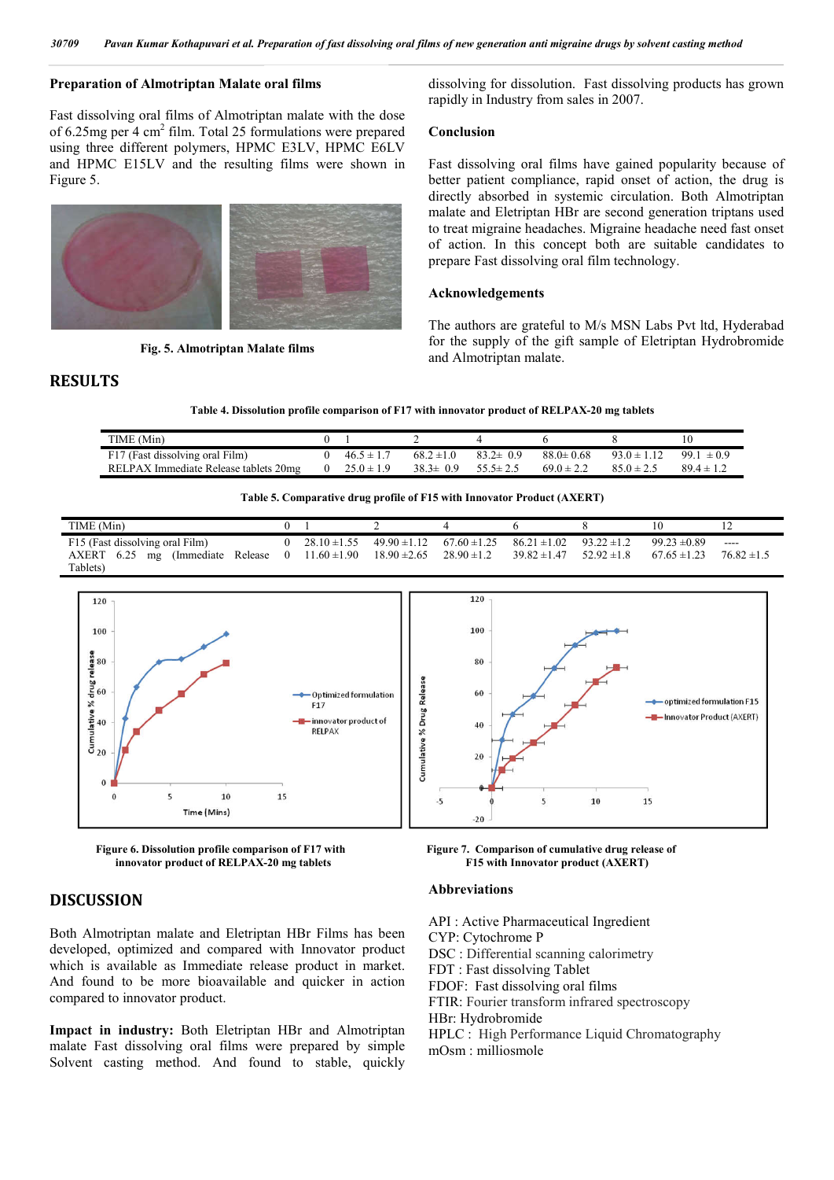### Preparation of Almotriptan Malate oral films

Fast dissolving oral films of Almotriptan malate with the dose of 6.25mg per 4 $cm^2$ film. Total 25 formulations were prepared using three different polymers, HPMC E3LV, HPMC E6LV and HPMC E15LV and the resulting films were shown in Figure 5.

**Fig. 5. Almotriptan Malate films**

## RESULTS

**Table 4. Dissolution profile comparison of F17 with innovator product of RELPAX-20 mg tablets**

| TIME (Min) | 0 | 1 | 2 | 4 | 6 | 8 | 10 |
|---|---|---|---|---|---|---|---|
| F17 (Fast dissolving oral Film) | 0 | 46.5 ± 1.7 | 68.2 ±1.0 | 83.2± 0.9 | 88.0± 0.68 | 93.0 ± 1.12 | 99.1 ± 0.9 |
| RELPAX Immediate Release tablets 20mg | 0 | 25.0 ± 1.9 | 38.3± 0.9 | 55.5± 2.5 | 69.0 ± 2.2 | 85.0 ± 2.5 | 89.4 ± 1.2 |

**Table 5. Comparative drug profile of F15 with Innovator Product (AXERT)**

| TIME (Min) | 0 | 1 | 2 | 4 | 6 | 8 | 10 | 12 |
|---|---|---|---|---|---|---|---|---|
| F15 (Fast dissolving oral Film) | 0 | 28.10 ±1.55 | 49.90 ±1.12 | 67.60 ±1.25 | 86.21 ±1.02 | 93.22 ±1.2 | 99.23 ±0.89 | ---- |
| AXERT 6.25 mg (Immediate Release Tablets) | 0 | 11.60 ±1.90 | 18.90 ±2.65 | 28.90 ±1.2 | 39.82 ±1.47 | 52.92 ±1.8 | 67.65 ±1.23 | 76.82 ±1.5 |

**Figure 6. Dissolution profile comparison of F17 with innovator product of RELPAX-20 mg tablets**

**Figure 7. Comparison of cumulative drug release of F15 with Innovator product (AXERT)**

## DISCUSSION

Both Almotriptan malate and Eletriptan HBr Films has been developed, optimized and compared with Innovator product which is available as Immediate release product in market. And found to be more bioavailable and quicker in action compared to innovator product.

**Impact in industry:** Both Eletriptan HBr and Almotriptan malate Fast dissolving oral films were prepared by simple Solvent casting method. And found to stable, quickly dissolving for dissolution. Fast dissolving products has grown rapidly in Industry from sales in 2007.

### Conclusion

Fast dissolving oral films have gained popularity because of better patient compliance, rapid onset of action, the drug is directly absorbed in systemic circulation. Both Almotriptan malate and Eletriptan HBr are second generation triptans used to treat migraine headaches. Migraine headache need fast onset of action. In this concept both are suitable candidates to prepare Fast dissolving oral film technology.

### Acknowledgements

The authors are grateful to M/s MSN Labs Pvt ltd, Hyderabad for the supply of the gift sample of Eletriptan Hydrobromide and Almotriptan malate.

### Abbreviations

API : Active Pharmaceutical Ingredient
CYP: Cytochrome P
DSC : Differential scanning calorimetry
FDT : Fast dissolving Tablet
FDOF: Fast dissolving oral films
FTIR: Fourier transform infrared spectroscopy
HBr: Hydrobromide
HPLC : High Performance Liquid Chromatography
mOsm : milliosmole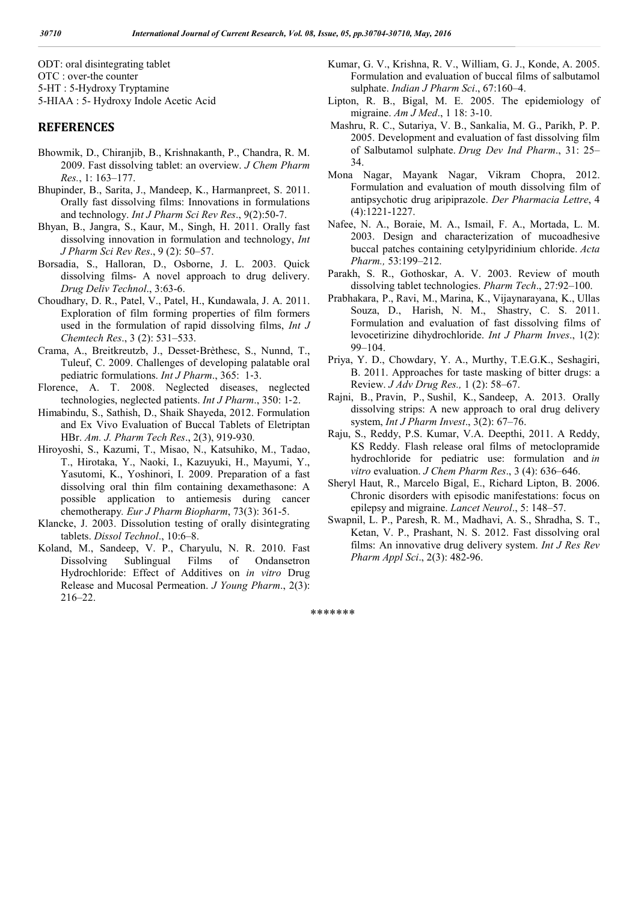ODT: oral disintegrating tablet
OTC : over-the counter
5-HT : 5-Hydroxy Tryptamine
5-HIAA : 5- Hydroxy Indole Acetic Acid

## REFERENCES

Bhowmik, D., Chiranjib, B., Krishnakanth, P., Chandra, R. M. 2009. Fast dissolving tablet: an overview. *J Chem Pharm Res.*, 1: 163–177.

Bhupinder, B., Sarita, J., Mandeep, K., Harmanpreet, S. 2011. Orally fast dissolving films: Innovations in formulations and technology. *Int J Pharm Sci Rev Res*., 9(2):50-7.

Bhyan, B., Jangra, S., Kaur, M., Singh, H. 2011. Orally fast dissolving innovation in formulation and technology, *Int J Pharm Sci Rev Res*., 9 (2): 50–57.

Borsadia, S., Halloran, D., Osborne, J. L. 2003. Quick dissolving films- A novel approach to drug delivery. *Drug Deliv Technol*., 3:63-6.

Choudhary, D. R., Patel, V., Patel, H., Kundawala, J. A. 2011. Exploration of film forming properties of film formers used in the formulation of rapid dissolving films, *Int J Chemtech Res*., 3 (2): 531–533.

Crama, A., Breitkreutzb, J., Desset-Brèthesc, S., Nunnd, T., Tuleuf, C. 2009. Challenges of developing palatable oral pediatric formulations. *Int J Pharm*., 365: 1-3.

Florence, A. T. 2008. Neglected diseases, neglected technologies, neglected patients. *Int J Pharm*., 350: 1-2.

Himabindu, S., Sathish, D., Shaik Shayeda, 2012. Formulation and Ex Vivo Evaluation of Buccal Tablets of Eletriptan HBr. *Am. J. Pharm Tech Res*., 2(3), 919-930.

Hiroyoshi, S., Kazumi, T., Misao, N., Katsuhiko, M., Tadao, T., Hirotaka, Y., Naoki, I., Kazuyuki, H., Mayumi, Y., Yasutomi, K., Yoshinori, I. 2009. Preparation of a fast dissolving oral thin film containing dexamethasone: A possible application to antiemesis during cancer chemotherapy. *Eur J Pharm Biopharm*, 73(3): 361-5.

Klancke, J. 2003. Dissolution testing of orally disintegrating tablets. *Dissol Technol*., 10:6–8.

Koland, M., Sandeep, V. P., Charyulu, N. R. 2010. Fast Dissolving Sublingual Films of Ondansetron Hydrochloride: Effect of Additives on *in vitro* Drug Release and Mucosal Permeation. *J Young Pharm*., 2(3): 216–22.

Kumar, G. V., Krishna, R. V., William, G. J., Konde, A. 2005. Formulation and evaluation of buccal films of salbutamol sulphate. *Indian J Pharm Sci*., 67:160–4.

Lipton, R. B., Bigal, M. E. 2005. The epidemiology of migraine. *Am J Med*., 1 18: 3-10.

Mashru, R. C., Sutariya, V. B., Sankalia, M. G., Parikh, P. P. 2005. Development and evaluation of fast dissolving film of Salbutamol sulphate. *Drug Dev Ind Pharm*., 31: 25–34.

Mona Nagar, Mayank Nagar, Vikram Chopra, 2012. Formulation and evaluation of mouth dissolving film of antipsychotic drug aripiprazole. *Der Pharmacia Lettre*, 4 (4):1221-1227.

Nafee, N. A., Boraie, M. A., Ismail, F. A., Mortada, L. M. 2003. Design and characterization of mucoadhesive buccal patches containing cetylpyridinium chloride. *Acta Pharm.,* 53:199–212.

Parakh, S. R., Gothoskar, A. V. 2003. Review of mouth dissolving tablet technologies. *Pharm Tech*., 27:92–100.

Prabhakara, P., Ravi, M., Marina, K., Vijaynarayana, K., Ullas Souza, D., Harish, N. M., Shastry, C. S. 2011. Formulation and evaluation of fast dissolving films of levocetirizine dihydrochloride. *Int J Pharm Inves*., 1(2): 99–104.

Priya, Y. D., Chowdary, Y. A., Murthy, T.E.G.K., Seshagiri, B. 2011. Approaches for taste masking of bitter drugs: a Review. *J Adv Drug Res.,* 1 (2): 58–67.

Rajni, B., Pravin, P., Sushil, K., Sandeep, A. 2013. Orally dissolving strips: A new approach to oral drug delivery system, *Int J Pharm Invest*., 3(2): 67–76.

Raju, S., Reddy, P.S. Kumar, V.A. Deepthi, 2011. A Reddy, KS Reddy. Flash release oral films of metoclopramide hydrochloride for pediatric use: formulation and *in vitro* evaluation. *J Chem Pharm Res*., 3 (4): 636–646.

Sheryl Haut, R., Marcelo Bigal, E., Richard Lipton, B. 2006. Chronic disorders with episodic manifestations: focus on epilepsy and migraine. *Lancet Neurol*., 5: 148–57.

Swapnil, L. P., Paresh, R. M., Madhavi, A. S., Shradha, S. T., Ketan, V. P., Prashant, N. S. 2012. Fast dissolving oral films: An innovative drug delivery system. *Int J Res Rev Pharm Appl Sci*., 2(3): 482-96.

*******